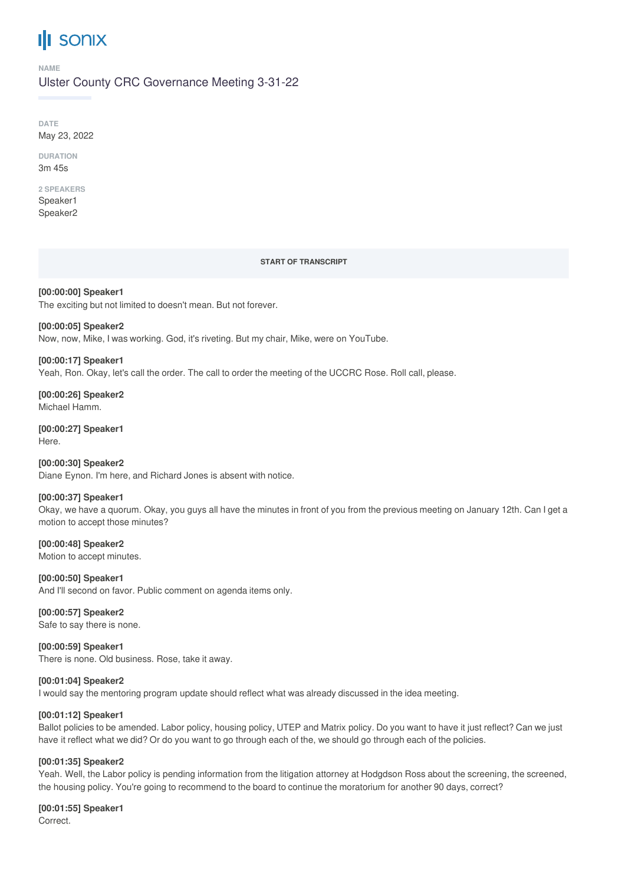# sonix

**NAME**

Ulster County CRC Governance Meeting 3-31-22

**DATE**

May 23, 2022

**DURATION**

3m 45s

**2 SPEAKERS**

Speaker1
Speaker2

**START OF TRANSCRIPT**

**[00:00:00] Speaker1**
The exciting but not limited to doesn't mean. But not forever.

**[00:00:05] Speaker2**
Now, now, Mike, I was working. God, it's riveting. But my chair, Mike, were on YouTube.

**[00:00:17] Speaker1**
Yeah, Ron. Okay, let's call the order. The call to order the meeting of the UCCRC Rose. Roll call, please.

**[00:00:26] Speaker2**
Michael Hamm.

**[00:00:27] Speaker1**
Here.

**[00:00:30] Speaker2**
Diane Eynon. I'm here, and Richard Jones is absent with notice.

**[00:00:37] Speaker1**
Okay, we have a quorum. Okay, you guys all have the minutes in front of you from the previous meeting on January 12th. Can I get a motion to accept those minutes?

**[00:00:48] Speaker2**
Motion to accept minutes.

**[00:00:50] Speaker1**
And I'll second on favor. Public comment on agenda items only.

**[00:00:57] Speaker2**
Safe to say there is none.

**[00:00:59] Speaker1**
There is none. Old business. Rose, take it away.

**[00:01:04] Speaker2**
I would say the mentoring program update should reflect what was already discussed in the idea meeting.

**[00:01:12] Speaker1**
Ballot policies to be amended. Labor policy, housing policy, UTEP and Matrix policy. Do you want to have it just reflect? Can we just have it reflect what we did? Or do you want to go through each of the, we should go through each of the policies.

**[00:01:35] Speaker2**
Yeah. Well, the Labor policy is pending information from the litigation attorney at Hodgdson Ross about the screening, the screened, the housing policy. You're going to recommend to the board to continue the moratorium for another 90 days, correct?

**[00:01:55] Speaker1**
Correct.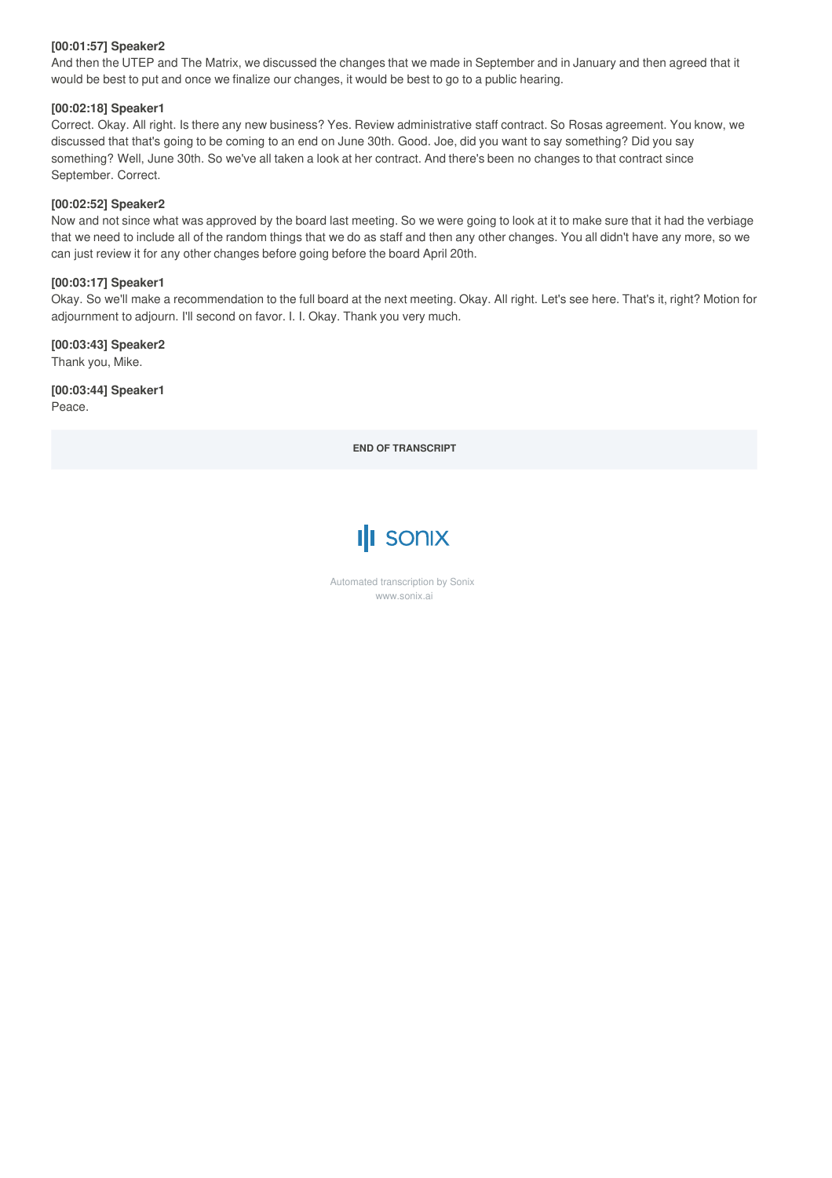**[00:01:57] Speaker2**
And then the UTEP and The Matrix, we discussed the changes that we made in September and in January and then agreed that it would be best to put and once we finalize our changes, it would be best to go to a public hearing.

**[00:02:18] Speaker1**
Correct. Okay. All right. Is there any new business? Yes. Review administrative staff contract. So Rosas agreement. You know, we discussed that that's going to be coming to an end on June 30th. Good. Joe, did you want to say something? Did you say something? Well, June 30th. So we've all taken a look at her contract. And there's been no changes to that contract since September. Correct.

**[00:02:52] Speaker2**
Now and not since what was approved by the board last meeting. So we were going to look at it to make sure that it had the verbiage that we need to include all of the random things that we do as staff and then any other changes. You all didn't have any more, so we can just review it for any other changes before going before the board April 20th.

**[00:03:17] Speaker1**
Okay. So we'll make a recommendation to the full board at the next meeting. Okay. All right. Let's see here. That's it, right? Motion for adjournment to adjourn. I'll second on favor. I. I. Okay. Thank you very much.

**[00:03:43] Speaker2**
Thank you, Mike.

**[00:03:44] Speaker1**
Peace.

**END OF TRANSCRIPT**

sonix

Automated transcription by Sonix
www.sonix.ai